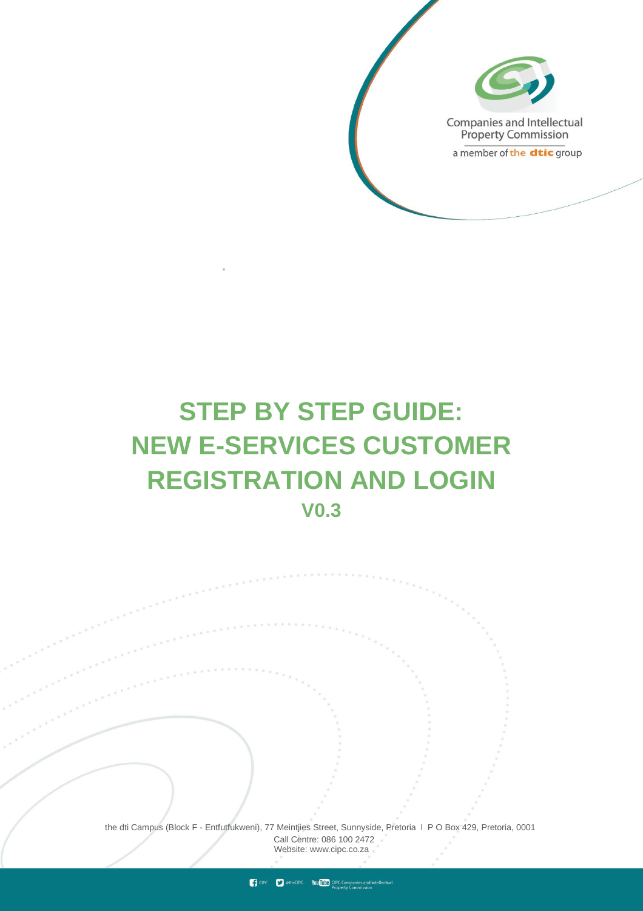Companies and Intellectual Property Commission

a member of the dtic group

# STEP BY STEP GUIDE: NEW E-SERVICES CUSTOMER REGISTRATION AND LOGIN

## V0.3

the dti Campus (Block F - Entfutfukweni), 77 Meintjies Street, Sunnyside, Pretoria I P O Box 429, Pretoria, 0001

Call Centre: 086 100 2472

Website: www.cipc.co.za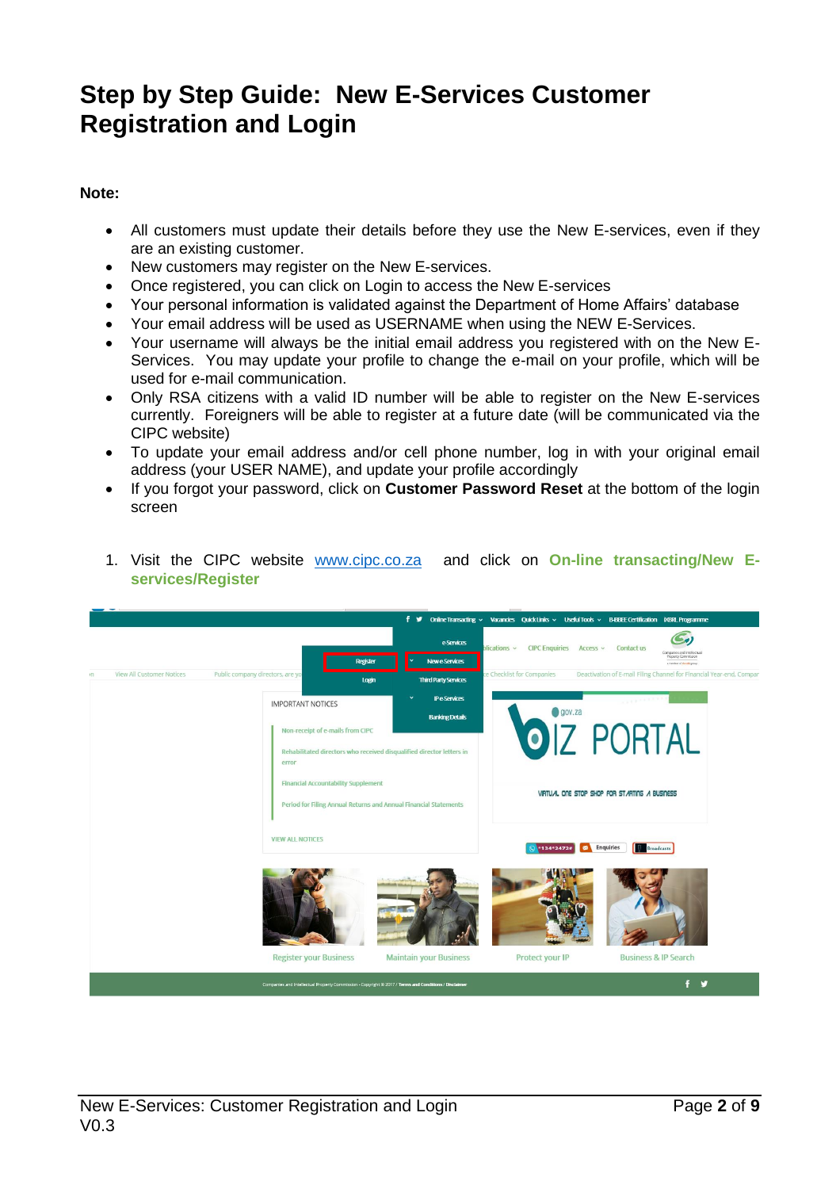# Step by Step Guide: New E-Services Customer Registration and Login

**Note:**

- All customers must update their details before they use the New E-services, even if they are an existing customer.
- New customers may register on the New E-services.
- Once registered, you can click on Login to access the New E-services
- Your personal information is validated against the Department of Home Affairs' database
- Your email address will be used as USERNAME when using the NEW E-Services.
- Your username will always be the initial email address you registered with on the New E-Services. You may update your profile to change the e-mail on your profile, which will be used for e-mail communication.
- Only RSA citizens with a valid ID number will be able to register on the New E-services currently. Foreigners will be able to register at a future date (will be communicated via the CIPC website)
- To update your email address and/or cell phone number, log in with your original email address (your USER NAME), and update your profile accordingly
- If you forgot your password, click on **Customer Password Reset** at the bottom of the login screen

1. Visit the CIPC website www.cipc.co.za and click on **On-line transacting/New E-services/Register**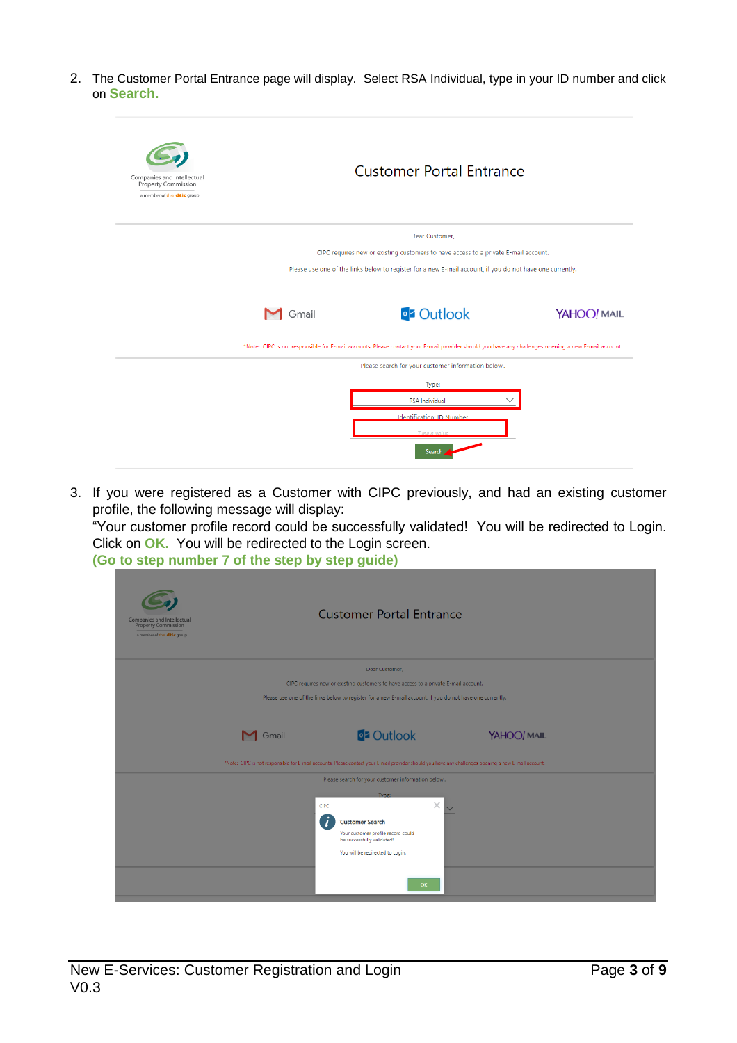2. The Customer Portal Entrance page will display. Select RSA Individual, type in your ID number and click on **Search.**

3. If you were registered as a Customer with CIPC previously, and had an existing customer profile, the following message will display:
   "Your customer profile record could be successfully validated! You will be redirected to Login. Click on **OK.** You will be redirected to the Login screen.
   **(Go to step number 7 of the step by step guide)**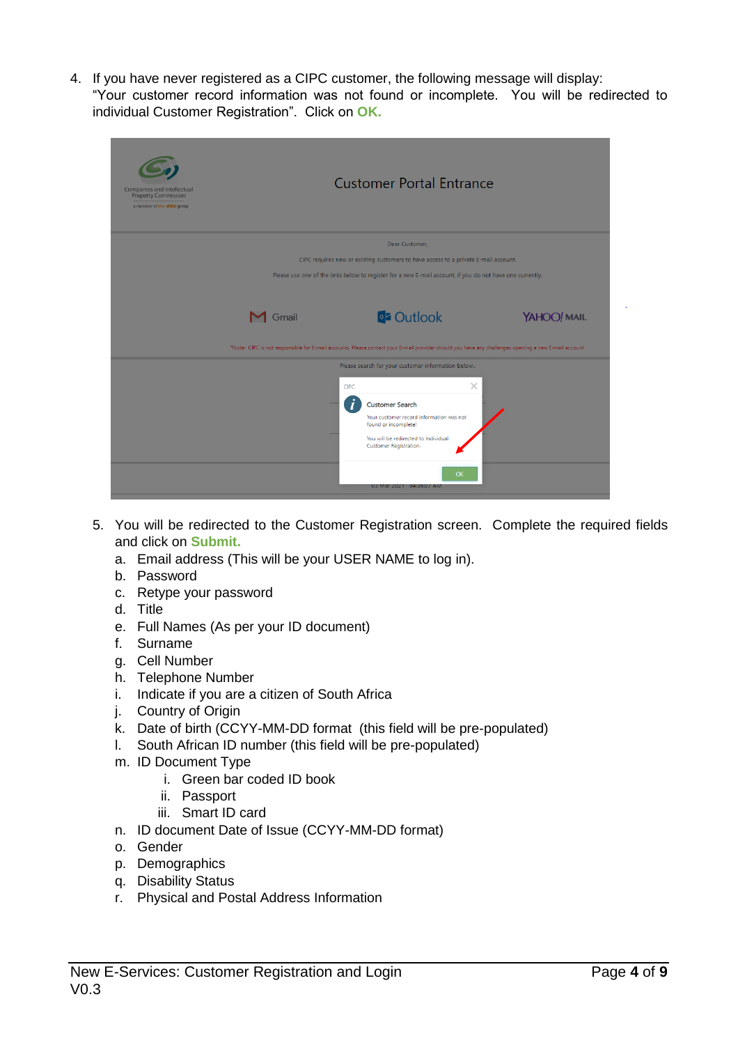4. If you have never registered as a CIPC customer, the following message will display: "Your customer record information was not found or incomplete. You will be redirected to individual Customer Registration". Click on **OK.**

5. You will be redirected to the Customer Registration screen. Complete the required fields and click on **Submit.**
   a. Email address (This will be your USER NAME to log in).
   b. Password
   c. Retype your password
   d. Title
   e. Full Names (As per your ID document)
   f. Surname
   g. Cell Number
   h. Telephone Number
   i. Indicate if you are a citizen of South Africa
   j. Country of Origin
   k. Date of birth (CCYY-MM-DD format (this field will be pre-populated)
   l. South African ID number (this field will be pre-populated)
   m. ID Document Type
      i. Green bar coded ID book
      ii. Passport
      iii. Smart ID card
   n. ID document Date of Issue (CCYY-MM-DD format)
   o. Gender
   p. Demographics
   q. Disability Status
   r. Physical and Postal Address Information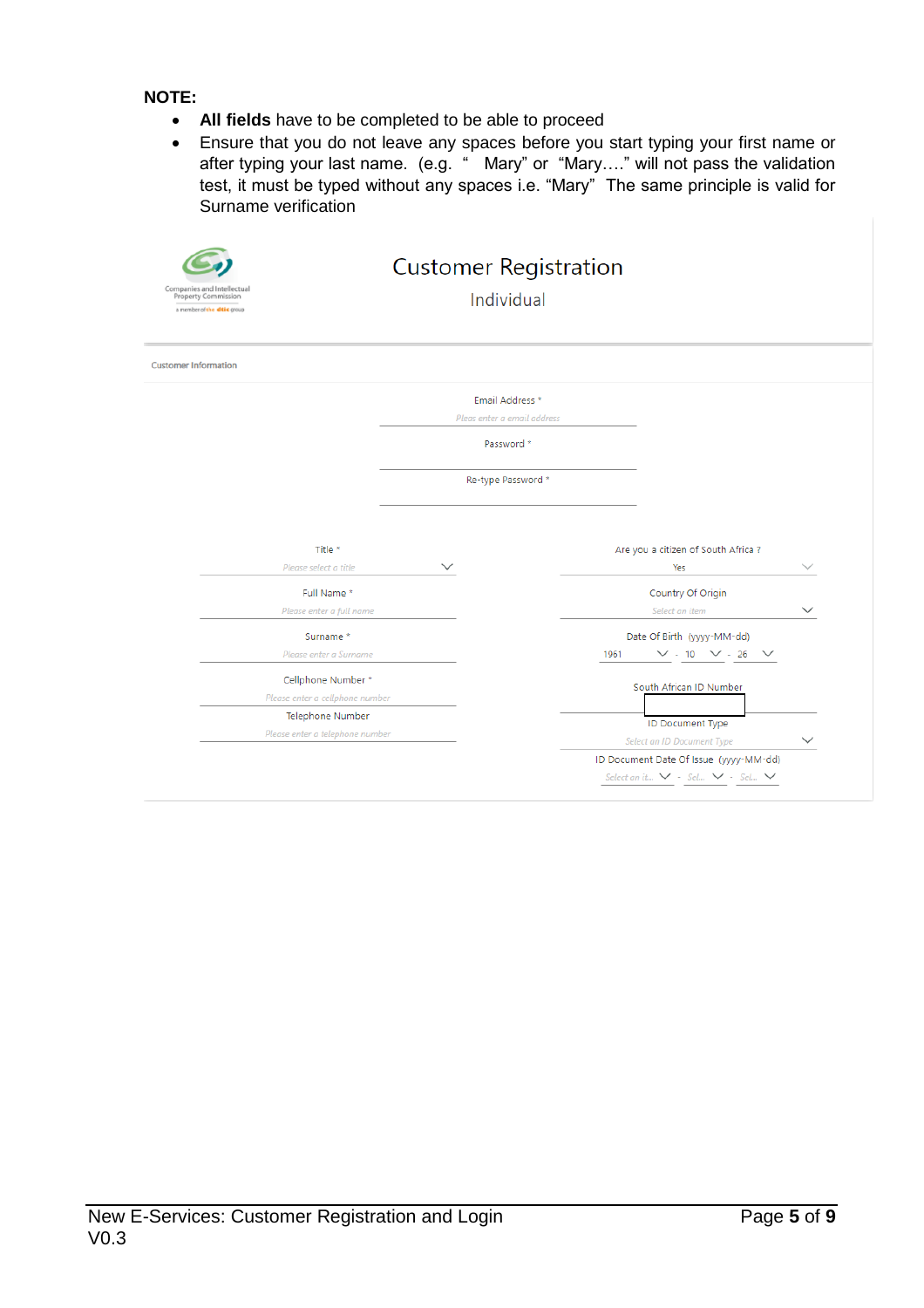**NOTE:**

- **All fields** have to be completed to be able to proceed
- Ensure that you do not leave any spaces before you start typing your first name or after typing your last name. (e.g. "  Mary" or "Mary…." will not pass the validation test, it must be typed without any spaces i.e. "Mary" The same principle is valid for Surname verification

Companies and Intellectual Property Commission
a member of the dtic group

# Customer Registration

Individual

Customer Information

Email Address *
Pleas enter a email address

Password *

Re-type Password *

Title *
Please select a title

Full Name *
Please enter a full name

Surname *
Please enter a Surname

Cellphone Number *
Please enter a cellphone number

Telephone Number
Please enter a telephone number

Are you a citizen of South Africa ?
Yes

Country Of Origin
Select an item

Date Of Birth (yyyy-MM-dd)
1961 - 10 - 26

South African ID Number

ID Document Type
Select an ID Document Type

ID Document Date Of Issue (yyyy-MM-dd)
Select an it... - Sel... - Sel...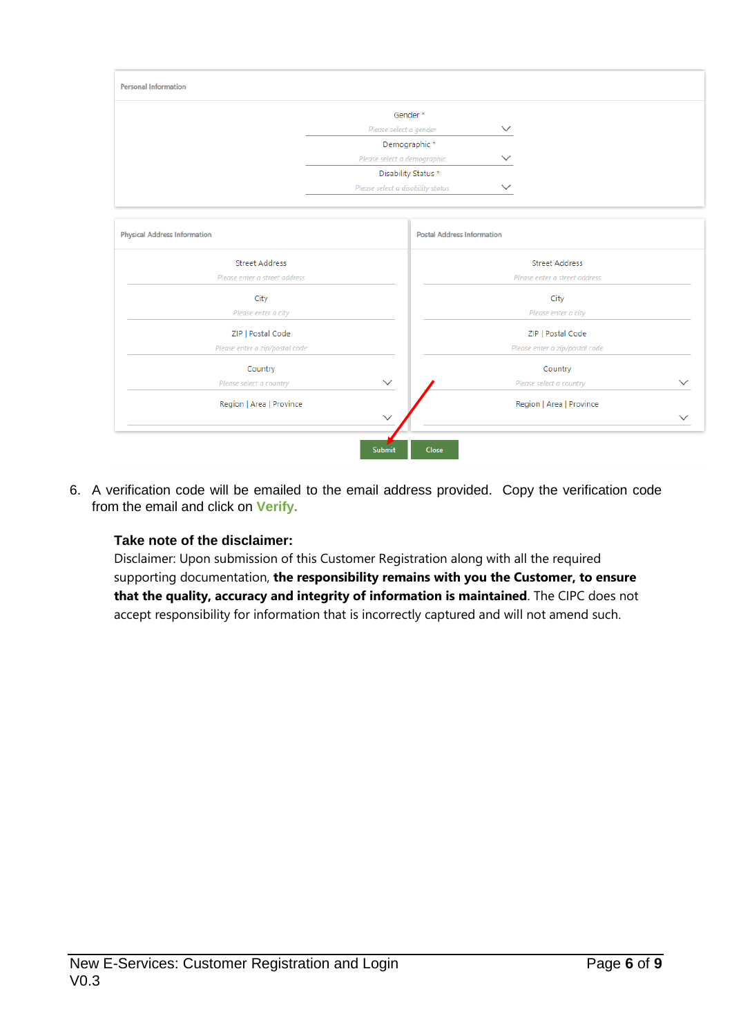Personal Information

Gender *

Please select a gender

Demographic *

Please select a demographic

Disability Status *

Please select a disability status

Physical Address Information

Street Address

Please enter a street address

City

Please enter a city

ZIP | Postal Code

Please enter a zip/postal code

Country

Please select a country

Region | Area | Province

Postal Address Information

Street Address

Please enter a street address

City

Please enter a city

ZIP | Postal Code

Please enter a zip/postal code

Country

Please select a country

Region | Area | Province

Submit Close

6. A verification code will be emailed to the email address provided. Copy the verification code from the email and click on **Verify.**

**Take note of the disclaimer:**

Disclaimer: Upon submission of this Customer Registration along with all the required supporting documentation, **the responsibility remains with you the Customer, to ensure that the quality, accuracy and integrity of information is maintained**. The CIPC does not accept responsibility for information that is incorrectly captured and will not amend such.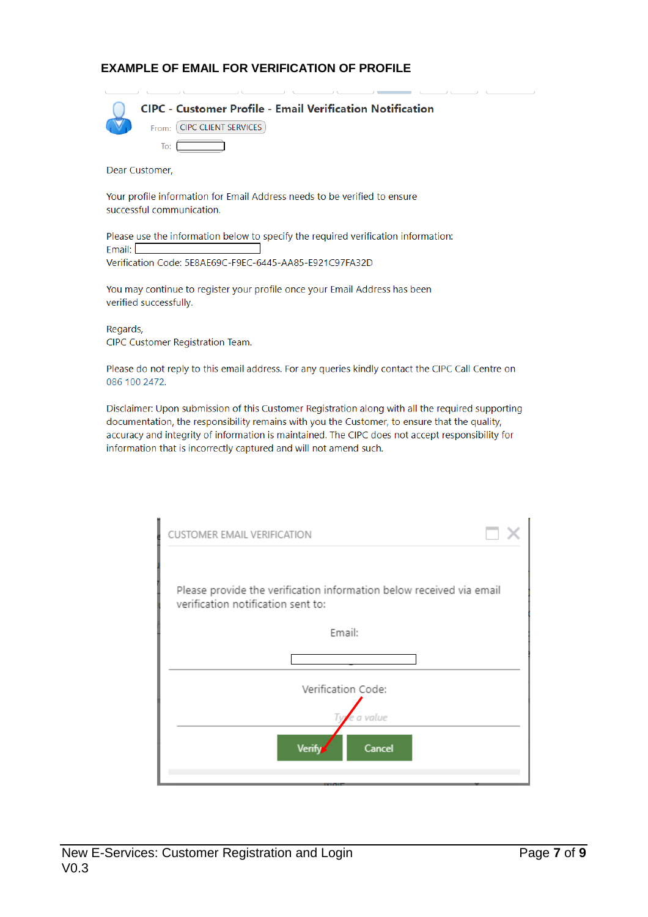### EXAMPLE OF EMAIL FOR VERIFICATION OF PROFILE

**CIPC - Customer Profile - Email Verification Notification**

From: CIPC CLIENT SERVICES

To:

Dear Customer,

Your profile information for Email Address needs to be verified to ensure successful communication.

Please use the information below to specify the required verification information:
Email:
Verification Code: 5E8AE69C-F9EC-6445-AA85-E921C97FA32D

You may continue to register your profile once your Email Address has been verified successfully.

Regards,
CIPC Customer Registration Team.

Please do not reply to this email address. For any queries kindly contact the CIPC Call Centre on 086 100 2472.

Disclaimer: Upon submission of this Customer Registration along with all the required supporting documentation, the responsibility remains with you the Customer, to ensure that the quality, accuracy and integrity of information is maintained. The CIPC does not accept responsibility for information that is incorrectly captured and will not amend such.

CUSTOMER EMAIL VERIFICATION

Please provide the verification information below received via email verification notification sent to:

Email:

Verification Code:

Type a value

Verify Cancel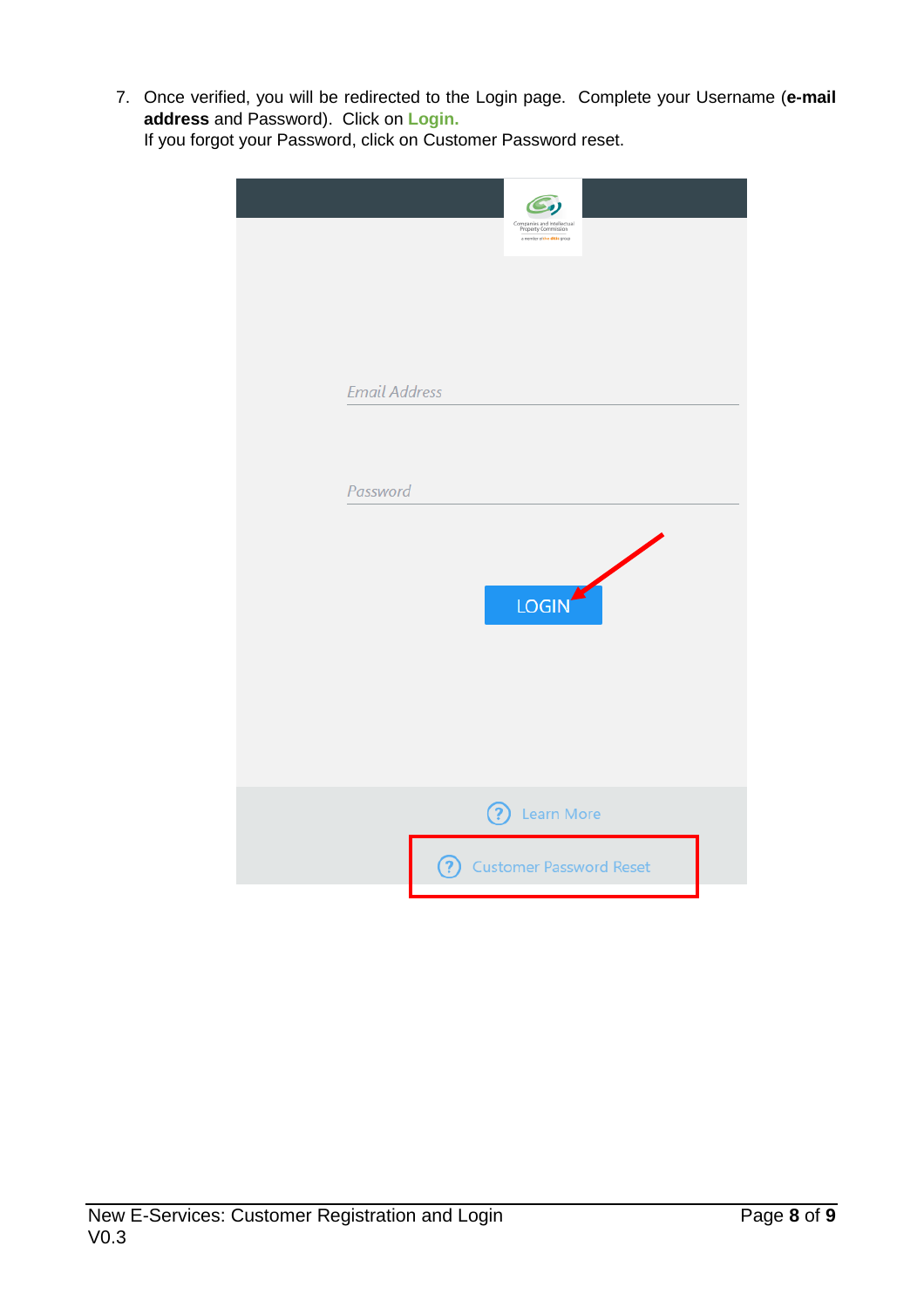7. Once verified, you will be redirected to the Login page. Complete your Username (**e-mail address** and Password). Click on **Login.**
   If you forgot your Password, click on Customer Password reset.

Email Address

Password

LOGIN

Learn More

Customer Password Reset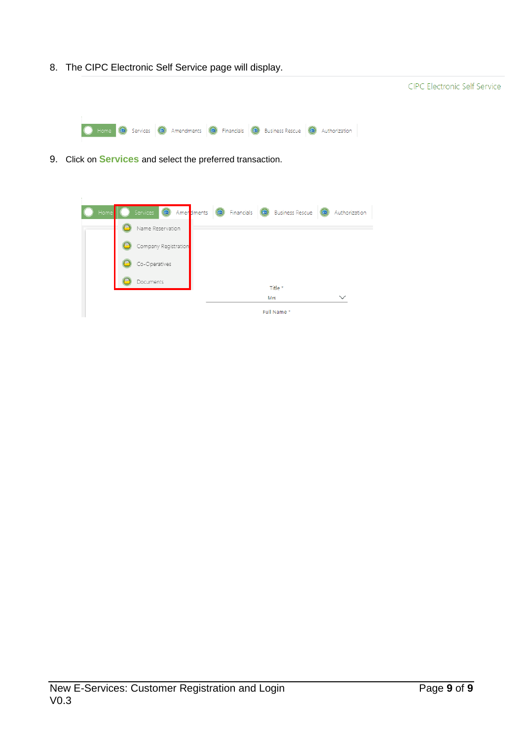8. The CIPC Electronic Self Service page will display.

CIPC Electronic Self Service

Home Services Amendments Financials Business Rescue Authorization

9. Click on **Services** and select the preferred transaction.

Home Services Amendments Financials Business Rescue Authorization

Name Reservation

Company Registration

Co-Operatives

Documents

Title *

Mrs

Full Name *